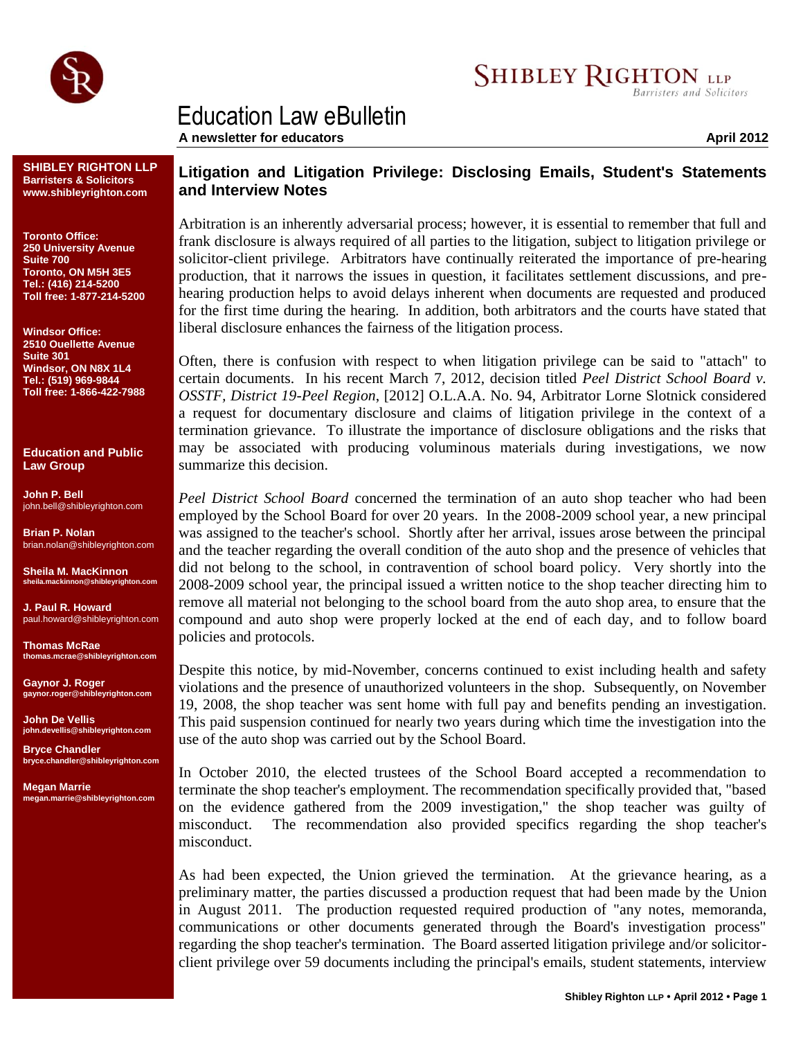# SHIBLEY RIGHTON LLP

*Barristers and Solicitors*

# Education Law eBulletin

**A newsletter for educators**

**April 2012**

**SHIBLEY RIGHTON LLP**
**Barristers & Solicitors**
**www.shibleyrighton.com**

**Toronto Office:**
**250 University Avenue**
**Suite 700**
**Toronto, ON M5H 3E5**
**Tel.: (416) 214-5200**
**Toll free: 1-877-214-5200**

**Windsor Office:**
**2510 Ouellette Avenue**
**Suite 301**
**Windsor, ON N8X 1L4**
**Tel.: (519) 969-9844**
**Toll free: 1-866-422-7988**

**Education and Public Law Group**

**John P. Bell**
john.bell@shibleyrighton.com

**Brian P. Nolan**
brian.nolan@shibleyrighton.com

**Sheila M. MacKinnon**
sheila.mackinnon@shibleyrighton.com

**J. Paul R. Howard**
paul.howard@shibleyrighton.com

**Thomas McRae**
thomas.mcrae@shibleyrighton.com

**Gaynor J. Roger**
gaynor.roger@shibleyrighton.com

**John De Vellis**
john.devellis@shibleyrighton.com

**Bryce Chandler**
bryce.chandler@shibleyrighton.com

**Megan Marrie**
megan.marrie@shibleyrighton.com

## Litigation and Litigation Privilege: Disclosing Emails, Student's Statements and Interview Notes

Arbitration is an inherently adversarial process; however, it is essential to remember that full and frank disclosure is always required of all parties to the litigation, subject to litigation privilege or solicitor-client privilege. Arbitrators have continually reiterated the importance of pre-hearing production, that it narrows the issues in question, it facilitates settlement discussions, and pre-hearing production helps to avoid delays inherent when documents are requested and produced for the first time during the hearing. In addition, both arbitrators and the courts have stated that liberal disclosure enhances the fairness of the litigation process.

Often, there is confusion with respect to when litigation privilege can be said to "attach" to certain documents. In his recent March 7, 2012, decision titled *Peel District School Board v. OSSTF, District 19-Peel Region*, [2012] O.L.A.A. No. 94, Arbitrator Lorne Slotnick considered a request for documentary disclosure and claims of litigation privilege in the context of a termination grievance. To illustrate the importance of disclosure obligations and the risks that may be associated with producing voluminous materials during investigations, we now summarize this decision.

*Peel District School Board* concerned the termination of an auto shop teacher who had been employed by the School Board for over 20 years. In the 2008-2009 school year, a new principal was assigned to the teacher's school. Shortly after her arrival, issues arose between the principal and the teacher regarding the overall condition of the auto shop and the presence of vehicles that did not belong to the school, in contravention of school board policy. Very shortly into the 2008-2009 school year, the principal issued a written notice to the shop teacher directing him to remove all material not belonging to the school board from the auto shop area, to ensure that the compound and auto shop were properly locked at the end of each day, and to follow board policies and protocols.

Despite this notice, by mid-November, concerns continued to exist including health and safety violations and the presence of unauthorized volunteers in the shop. Subsequently, on November 19, 2008, the shop teacher was sent home with full pay and benefits pending an investigation. This paid suspension continued for nearly two years during which time the investigation into the use of the auto shop was carried out by the School Board.

In October 2010, the elected trustees of the School Board accepted a recommendation to terminate the shop teacher's employment. The recommendation specifically provided that, "based on the evidence gathered from the 2009 investigation," the shop teacher was guilty of misconduct. The recommendation also provided specifics regarding the shop teacher's misconduct.

As had been expected, the Union grieved the termination. At the grievance hearing, as a preliminary matter, the parties discussed a production request that had been made by the Union in August 2011. The production requested required production of "any notes, memoranda, communications or other documents generated through the Board's investigation process" regarding the shop teacher's termination. The Board asserted litigation privilege and/or solicitor-client privilege over 59 documents including the principal's emails, student statements, interview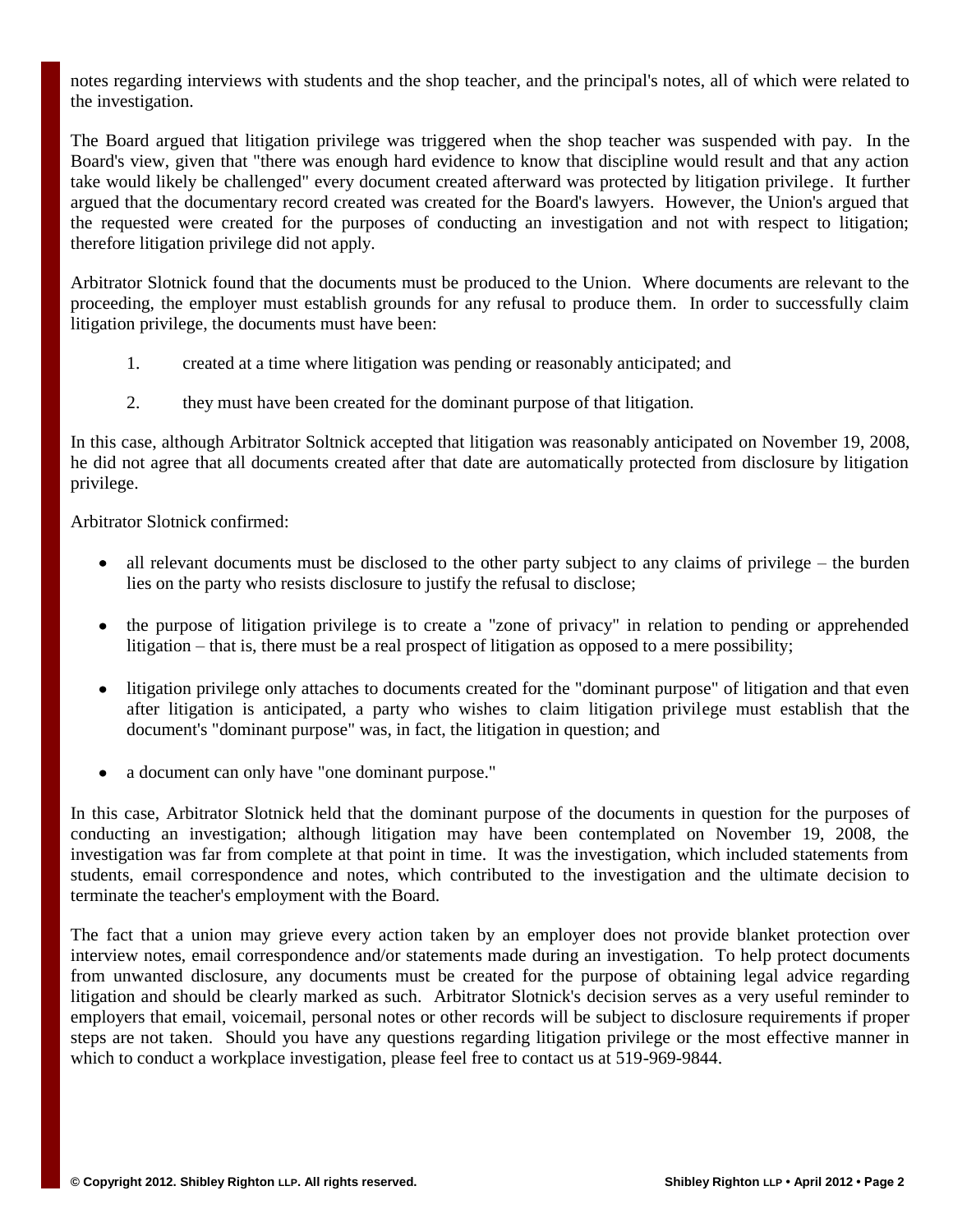notes regarding interviews with students and the shop teacher, and the principal's notes, all of which were related to the investigation.

The Board argued that litigation privilege was triggered when the shop teacher was suspended with pay. In the Board's view, given that "there was enough hard evidence to know that discipline would result and that any action take would likely be challenged" every document created afterward was protected by litigation privilege. It further argued that the documentary record created was created for the Board's lawyers. However, the Union's argued that the requested were created for the purposes of conducting an investigation and not with respect to litigation; therefore litigation privilege did not apply.

Arbitrator Slotnick found that the documents must be produced to the Union. Where documents are relevant to the proceeding, the employer must establish grounds for any refusal to produce them. In order to successfully claim litigation privilege, the documents must have been:

1. created at a time where litigation was pending or reasonably anticipated; and
2. they must have been created for the dominant purpose of that litigation.

In this case, although Arbitrator Soltnick accepted that litigation was reasonably anticipated on November 19, 2008, he did not agree that all documents created after that date are automatically protected from disclosure by litigation privilege.

Arbitrator Slotnick confirmed:

- all relevant documents must be disclosed to the other party subject to any claims of privilege – the burden lies on the party who resists disclosure to justify the refusal to disclose;
- the purpose of litigation privilege is to create a "zone of privacy" in relation to pending or apprehended litigation – that is, there must be a real prospect of litigation as opposed to a mere possibility;
- litigation privilege only attaches to documents created for the "dominant purpose" of litigation and that even after litigation is anticipated, a party who wishes to claim litigation privilege must establish that the document's "dominant purpose" was, in fact, the litigation in question; and
- a document can only have "one dominant purpose."

In this case, Arbitrator Slotnick held that the dominant purpose of the documents in question for the purposes of conducting an investigation; although litigation may have been contemplated on November 19, 2008, the investigation was far from complete at that point in time. It was the investigation, which included statements from students, email correspondence and notes, which contributed to the investigation and the ultimate decision to terminate the teacher's employment with the Board.

The fact that a union may grieve every action taken by an employer does not provide blanket protection over interview notes, email correspondence and/or statements made during an investigation. To help protect documents from unwanted disclosure, any documents must be created for the purpose of obtaining legal advice regarding litigation and should be clearly marked as such. Arbitrator Slotnick's decision serves as a very useful reminder to employers that email, voicemail, personal notes or other records will be subject to disclosure requirements if proper steps are not taken. Should you have any questions regarding litigation privilege or the most effective manner in which to conduct a workplace investigation, please feel free to contact us at 519-969-9844.

**© Copyright 2012. Shibley Righton LLP. All rights reserved.**